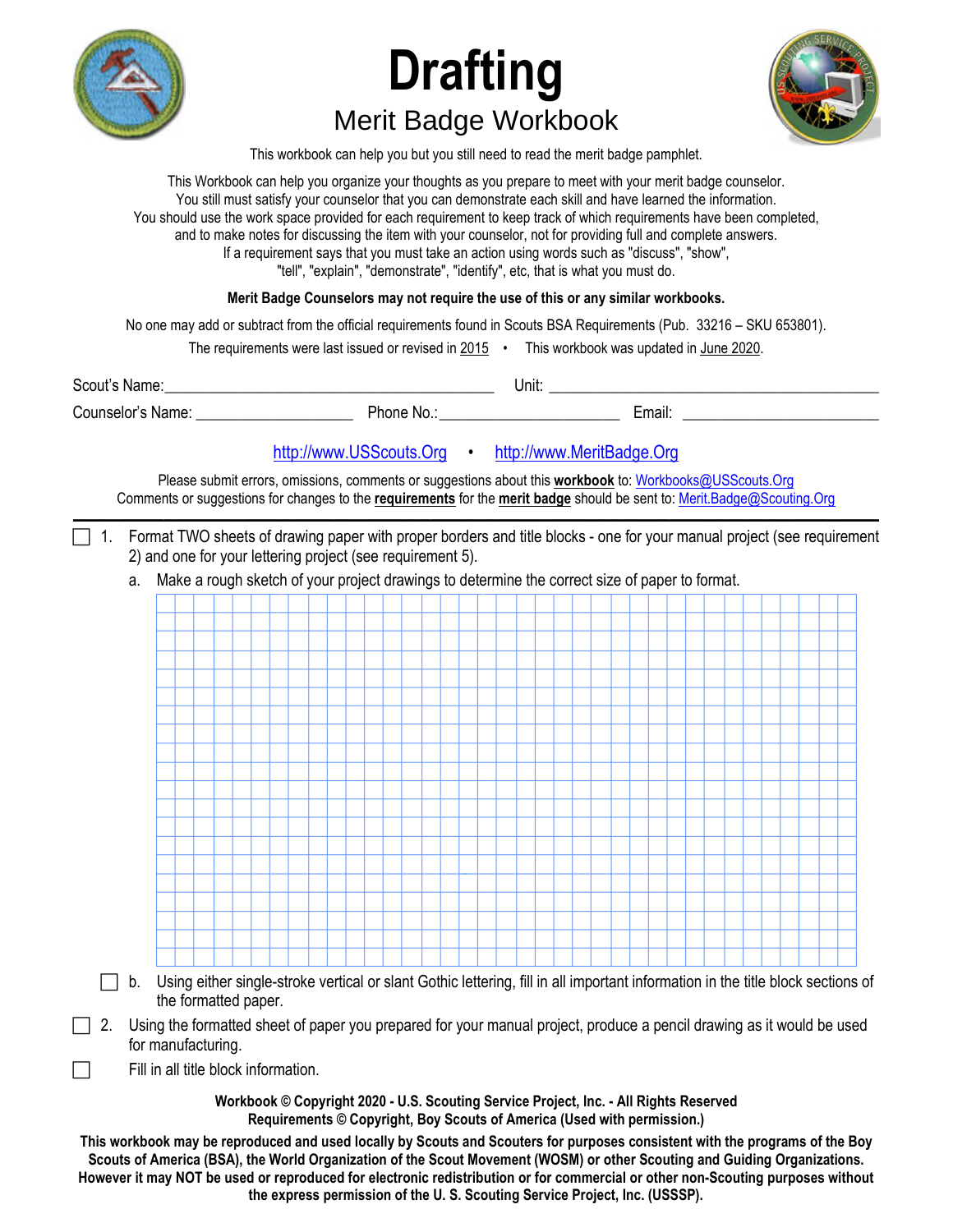# Drafting

## Merit Badge Workbook

This workbook can help you but you still need to read the merit badge pamphlet.

This Workbook can help you organize your thoughts as you prepare to meet with your merit badge counselor.
You still must satisfy your counselor that you can demonstrate each skill and have learned the information.
You should use the work space provided for each requirement to keep track of which requirements have been completed, and to make notes for discussing the item with your counselor, not for providing full and complete answers.
If a requirement says that you must take an action using words such as "discuss", "show", "tell", "explain", "demonstrate", "identify", etc, that is what you must do.

**Merit Badge Counselors may not require the use of this or any similar workbooks.**

No one may add or subtract from the official requirements found in Scouts BSA Requirements (Pub. 33216 – SKU 653801).

The requirements were last issued or revised in 2015 • This workbook was updated in June 2020.

Scout's Name: ______________________ Unit: ______________________

Counselor's Name: ______________ Phone No.: ______________ Email: ______________

http://www.USScouts.Org • http://www.MeritBadge.Org

Please submit errors, omissions, comments or suggestions about this **workbook** to: Workbooks@USScouts.Org
Comments or suggestions for changes to the **requirements** for the **merit badge** should be sent to: Merit.Badge@Scouting.Org

---

☐ 1. Format TWO sheets of drawing paper with proper borders and title blocks - one for your manual project (see requirement 2) and one for your lettering project (see requirement 5).

  a. Make a rough sketch of your project drawings to determine the correct size of paper to format.

☐ b. Using either single-stroke vertical or slant Gothic lettering, fill in all important information in the title block sections of the formatted paper.

☐ 2. Using the formatted sheet of paper you prepared for your manual project, produce a pencil drawing as it would be used for manufacturing.

☐ Fill in all title block information.

**Workbook © Copyright 2020 - U.S. Scouting Service Project, Inc. - All Rights Reserved**
**Requirements © Copyright, Boy Scouts of America (Used with permission.)**

**This workbook may be reproduced and used locally by Scouts and Scouters for purposes consistent with the programs of the Boy Scouts of America (BSA), the World Organization of the Scout Movement (WOSM) or other Scouting and Guiding Organizations. However it may NOT be used or reproduced for electronic redistribution or for commercial or other non-Scouting purposes without the express permission of the U. S. Scouting Service Project, Inc. (USSSP).**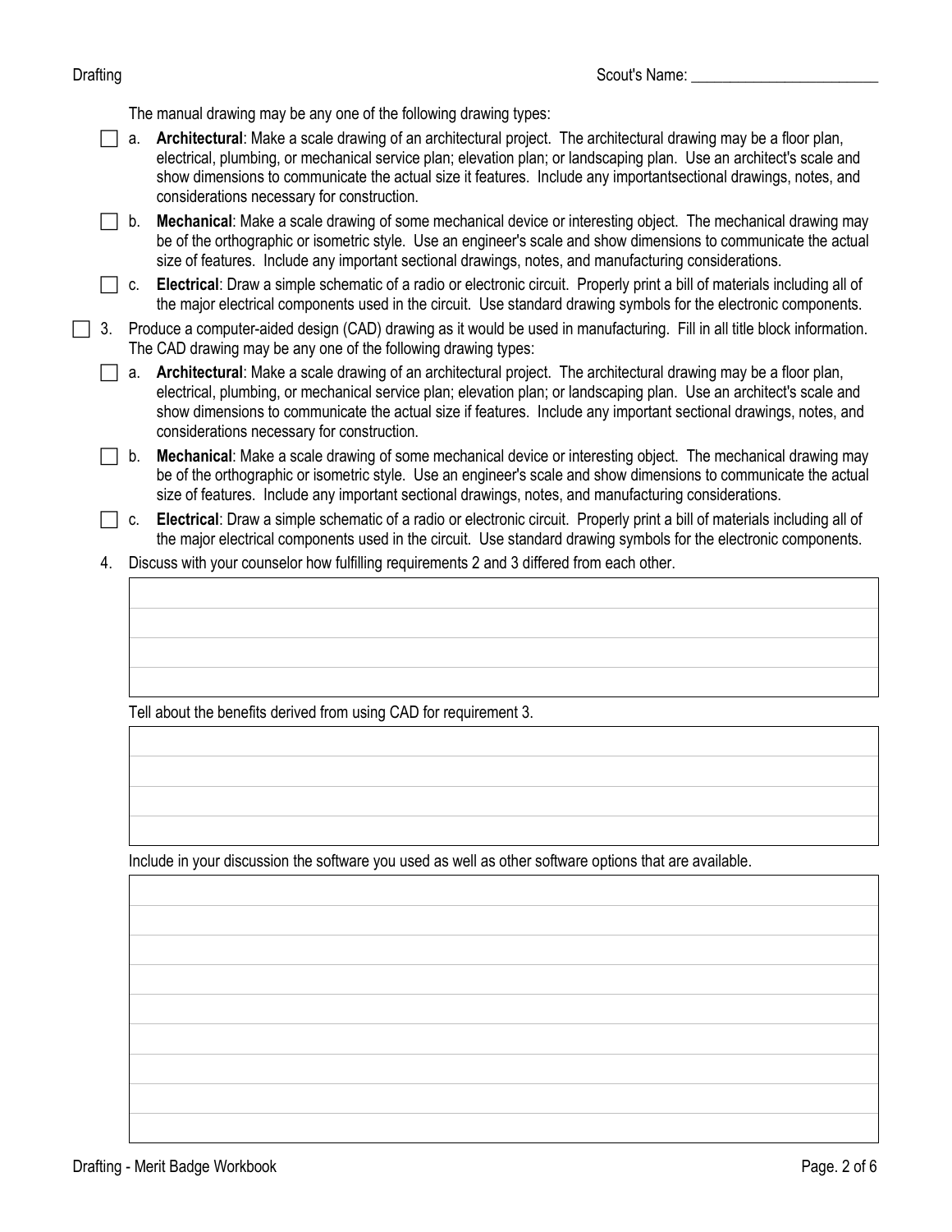Scout's Name: ________________________

The manual drawing may be any one of the following drawing types:

- [ ] a. **Architectural**: Make a scale drawing of an architectural project. The architectural drawing may be a floor plan, electrical, plumbing, or mechanical service plan; elevation plan; or landscaping plan. Use an architect's scale and show dimensions to communicate the actual size it features. Include any importantsectional drawings, notes, and considerations necessary for construction.
- [ ] b. **Mechanical**: Make a scale drawing of some mechanical device or interesting object. The mechanical drawing may be of the orthographic or isometric style. Use an engineer's scale and show dimensions to communicate the actual size of features. Include any important sectional drawings, notes, and manufacturing considerations.
- [ ] c. **Electrical**: Draw a simple schematic of a radio or electronic circuit. Properly print a bill of materials including all of the major electrical components used in the circuit. Use standard drawing symbols for the electronic components.

- [ ] 3. Produce a computer-aided design (CAD) drawing as it would be used in manufacturing. Fill in all title block information. The CAD drawing may be any one of the following drawing types:
  - [ ] a. **Architectural**: Make a scale drawing of an architectural project. The architectural drawing may be a floor plan, electrical, plumbing, or mechanical service plan; elevation plan; or landscaping plan. Use an architect's scale and show dimensions to communicate the actual size if features. Include any important sectional drawings, notes, and considerations necessary for construction.
  - [ ] b. **Mechanical**: Make a scale drawing of some mechanical device or interesting object. The mechanical drawing may be of the orthographic or isometric style. Use an engineer's scale and show dimensions to communicate the actual size of features. Include any important sectional drawings, notes, and manufacturing considerations.
  - [ ] c. **Electrical**: Draw a simple schematic of a radio or electronic circuit. Properly print a bill of materials including all of the major electrical components used in the circuit. Use standard drawing symbols for the electronic components.

4. Discuss with your counselor how fulfilling requirements 2 and 3 differed from each other.

Tell about the benefits derived from using CAD for requirement 3.

Include in your discussion the software you used as well as other software options that are available.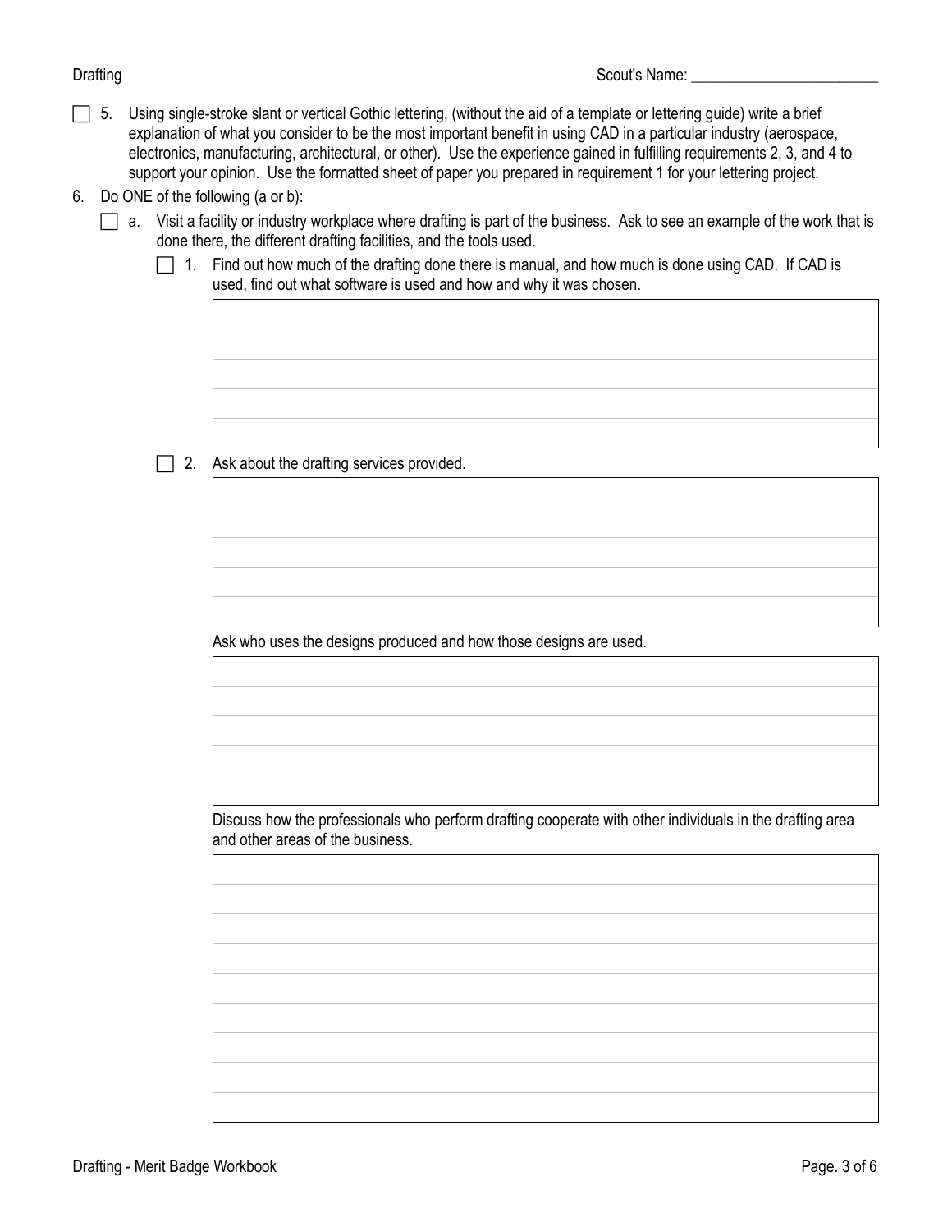Scout's Name: ________________________

- [ ] 5. Using single-stroke slant or vertical Gothic lettering, (without the aid of a template or lettering guide) write a brief explanation of what you consider to be the most important benefit in using CAD in a particular industry (aerospace, electronics, manufacturing, architectural, or other). Use the experience gained in fulfilling requirements 2, 3, and 4 to support your opinion. Use the formatted sheet of paper you prepared in requirement 1 for your lettering project.

6. Do ONE of the following (a or b):
   - [ ] a. Visit a facility or industry workplace where drafting is part of the business. Ask to see an example of the work that is done there, the different drafting facilities, and the tools used.
     - [ ] 1. Find out how much of the drafting done there is manual, and how much is done using CAD. If CAD is used, find out what software is used and how and why it was chosen.

       ______________________________________________
       ______________________________________________
       ______________________________________________
       ______________________________________________
       ______________________________________________

     - [ ] 2. Ask about the drafting services provided.

       ______________________________________________
       ______________________________________________
       ______________________________________________
       ______________________________________________
       ______________________________________________

       Ask who uses the designs produced and how those designs are used.

       ______________________________________________
       ______________________________________________
       ______________________________________________
       ______________________________________________
       ______________________________________________

       Discuss how the professionals who perform drafting cooperate with other individuals in the drafting area and other areas of the business.

       ______________________________________________
       ______________________________________________
       ______________________________________________
       ______________________________________________
       ______________________________________________
       ______________________________________________
       ______________________________________________
       ______________________________________________
       ______________________________________________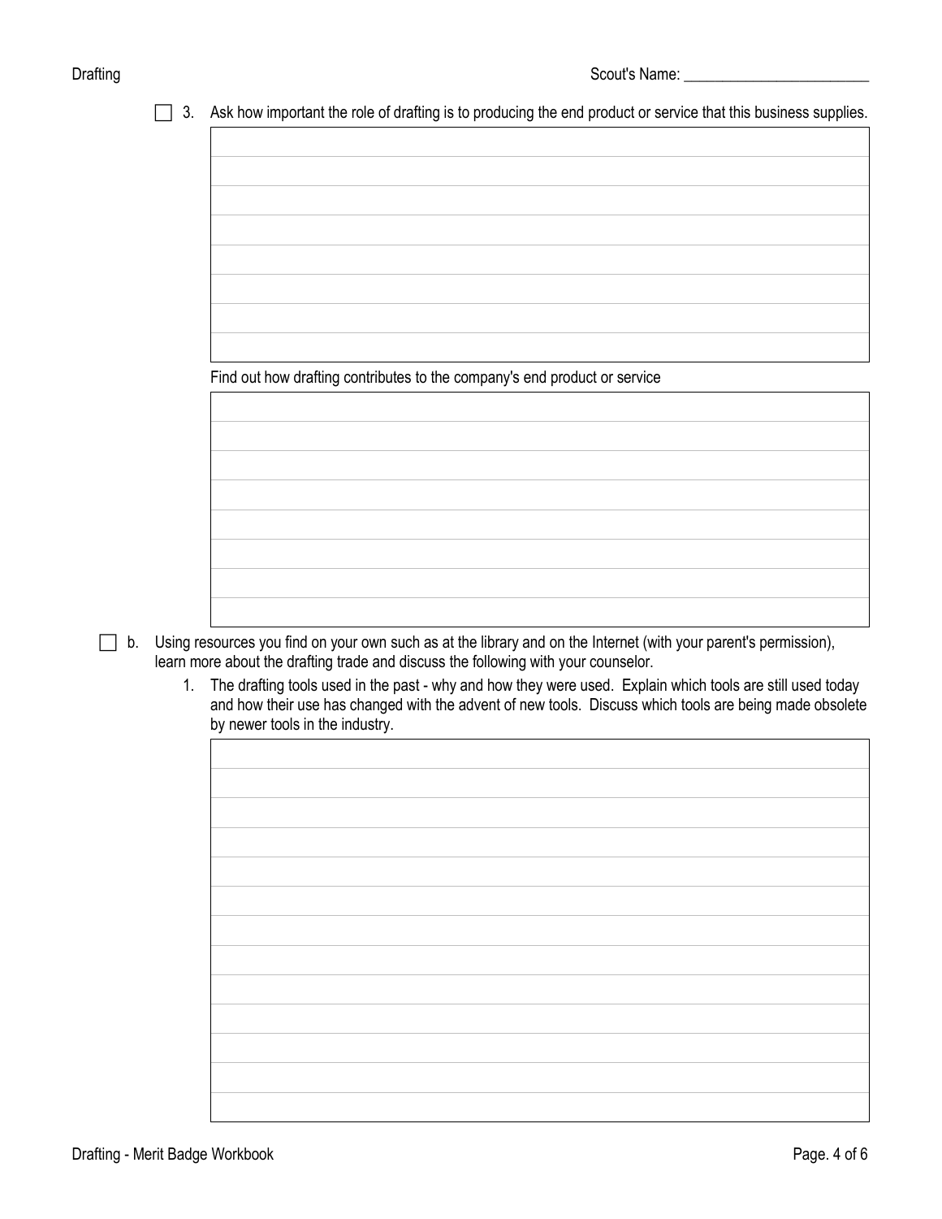Scout's Name: ________________________

- [ ] 3. Ask how important the role of drafting is to producing the end product or service that this business supplies.

Find out how drafting contributes to the company's end product or service

- [ ] b. Using resources you find on your own such as at the library and on the Internet (with your parent's permission), learn more about the drafting trade and discuss the following with your counselor.

    1. The drafting tools used in the past - why and how they were used. Explain which tools are still used today and how their use has changed with the advent of new tools. Discuss which tools are being made obsolete by newer tools in the industry.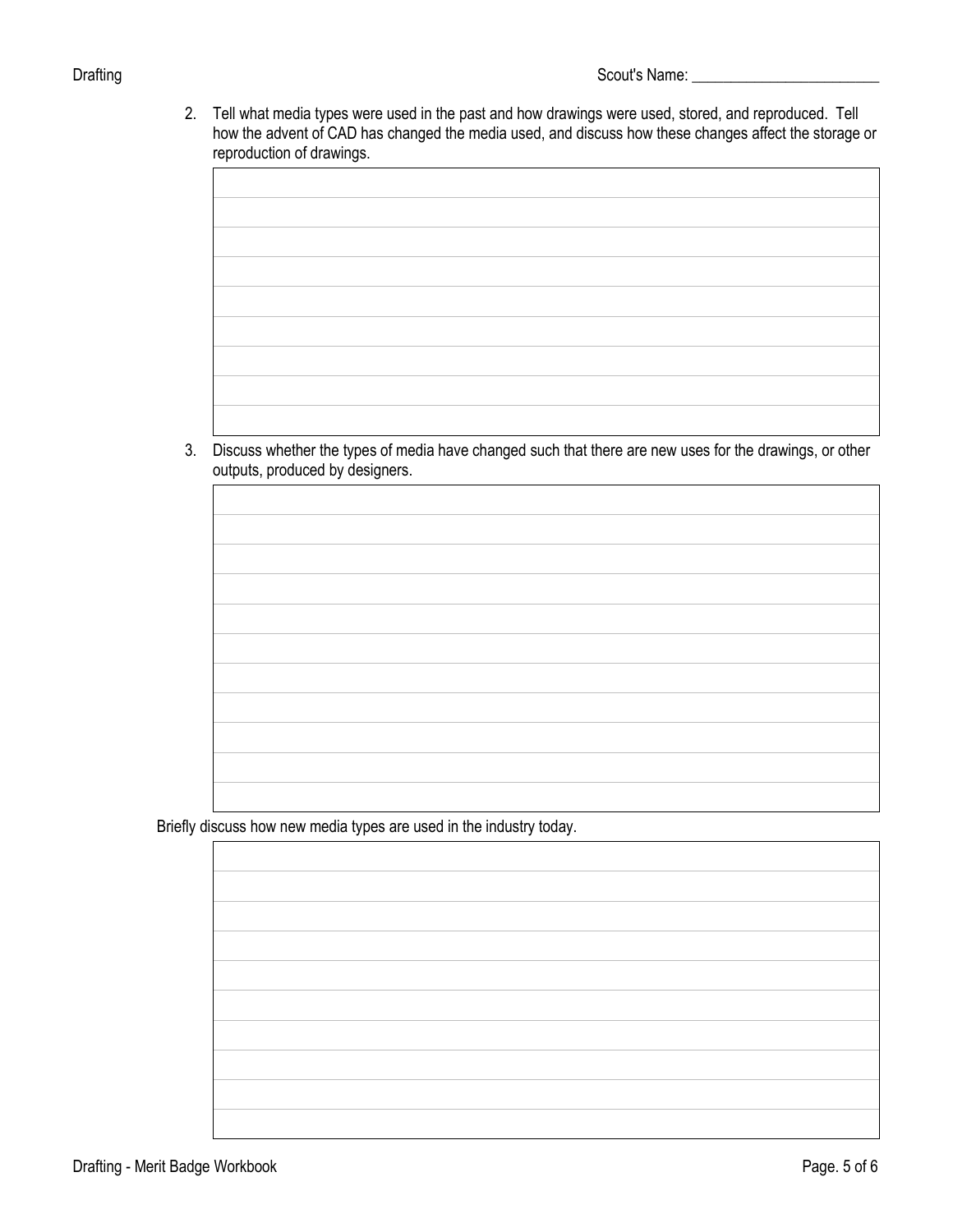Scout's Name: ________________________

2. Tell what media types were used in the past and how drawings were used, stored, and reproduced. Tell how the advent of CAD has changed the media used, and discuss how these changes affect the storage or reproduction of drawings.

3. Discuss whether the types of media have changed such that there are new uses for the drawings, or other outputs, produced by designers.

Briefly discuss how new media types are used in the industry today.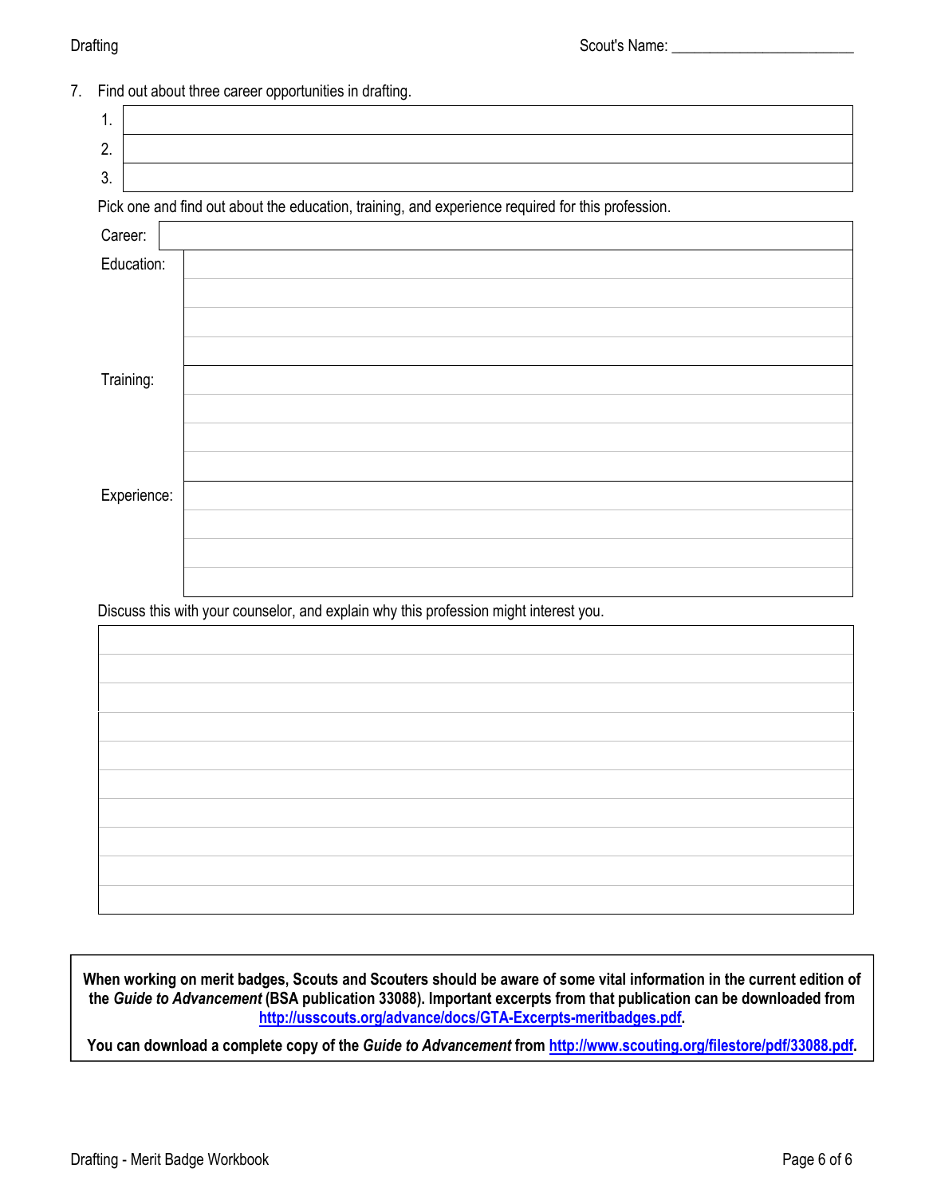7. Find out about three career opportunities in drafting.

| | |
|---|---|
| 1. | |
| 2. | |
| 3. | |

Pick one and find out about the education, training, and experience required for this profession.

| | |
|---|---|
| Career: | |
| Education: | |
| Training: | |
| Experience: | |

Discuss this with your counselor, and explain why this profession might interest you.

| |
|---|
| |
| |
| |
| |
| |
| |
| |
| |
| |
| |

**When working on merit badges, Scouts and Scouters should be aware of some vital information in the current edition of the *Guide to Advancement* (BSA publication 33088). Important excerpts from that publication can be downloaded from http://usscouts.org/advance/docs/GTA-Excerpts-meritbadges.pdf.**

**You can download a complete copy of the *Guide to Advancement* from http://www.scouting.org/filestore/pdf/33088.pdf.**